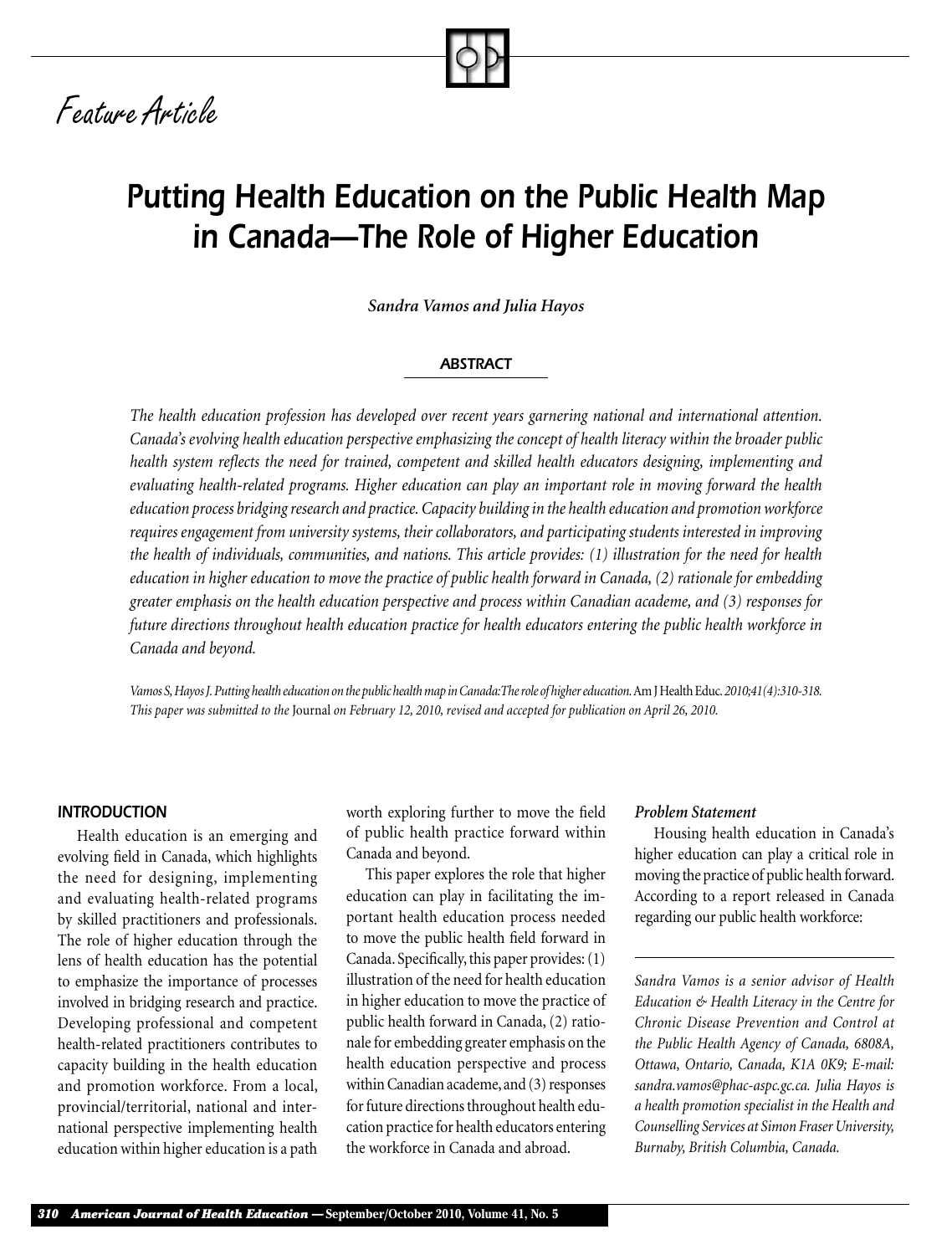Feature Article

# Putting Health Education on the Public Health Map in Canada—The Role of Higher Education

***Sandra Vamos and Julia Hayos***

## ABSTRACT

*The health education profession has developed over recent years garnering national and international attention. Canada's evolving health education perspective emphasizing the concept of health literacy within the broader public health system reflects the need for trained, competent and skilled health educators designing, implementing and evaluating health-related programs. Higher education can play an important role in moving forward the health education process bridging research and practice. Capacity building in the health education and promotion workforce requires engagement from university systems, their collaborators, and participating students interested in improving the health of individuals, communities, and nations. This article provides: (1) illustration for the need for health education in higher education to move the practice of public health forward in Canada, (2) rationale for embedding greater emphasis on the health education perspective and process within Canadian academe, and (3) responses for future directions throughout health education practice for health educators entering the public health workforce in Canada and beyond.*

*Vamos S, Hayos J. Putting health education on the public health map in Canada: The role of higher education.* Am J Health Educ. *2010;41(4):310-318.*
*This paper was submitted to the* Journal *on February 12, 2010, revised and accepted for publication on April 26, 2010.*

## INTRODUCTION

Health education is an emerging and evolving field in Canada, which highlights the need for designing, implementing and evaluating health-related programs by skilled practitioners and professionals. The role of higher education through the lens of health education has the potential to emphasize the importance of processes involved in bridging research and practice. Developing professional and competent health-related practitioners contributes to capacity building in the health education and promotion workforce. From a local, provincial/territorial, national and international perspective implementing health education within higher education is a path worth exploring further to move the field of public health practice forward within Canada and beyond.

This paper explores the role that higher education can play in facilitating the important health education process needed to move the public health field forward in Canada. Specifically, this paper provides: (1) illustration of the need for health education in higher education to move the practice of public health forward in Canada, (2) rationale for embedding greater emphasis on the health education perspective and process within Canadian academe, and (3) responses for future directions throughout health education practice for health educators entering the workforce in Canada and abroad.

### *Problem Statement*

Housing health education in Canada's higher education can play a critical role in moving the practice of public health forward. According to a report released in Canada regarding our public health workforce:

---

*Sandra Vamos is a senior advisor of Health Education & Health Literacy in the Centre for Chronic Disease Prevention and Control at the Public Health Agency of Canada, 6808A, Ottawa, Ontario, Canada, K1A 0K9; E-mail: sandra.vamos@phac-aspc.gc.ca. Julia Hayos is a health promotion specialist in the Health and Counselling Services at Simon Fraser University, Burnaby, British Columbia, Canada.*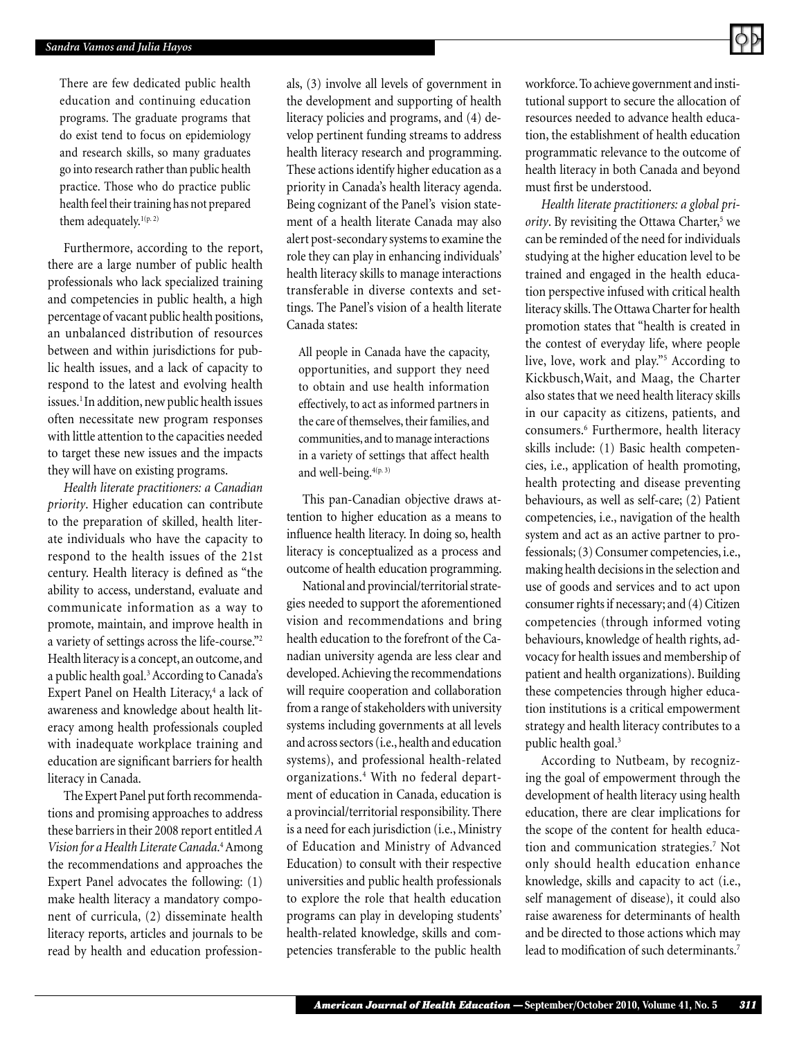> There are few dedicated public health education and continuing education programs. The graduate programs that do exist tend to focus on epidemiology and research skills, so many graduates go into research rather than public health practice. Those who do practice public health feel their training has not prepared them adequately.[1(p. 2)]

Furthermore, according to the report, there are a large number of public health professionals who lack specialized training and competencies in public health, a high percentage of vacant public health positions, an unbalanced distribution of resources between and within jurisdictions for public health issues, and a lack of capacity to respond to the latest and evolving health issues.[1] In addition, new public health issues often necessitate new program responses with little attention to the capacities needed to target these new issues and the impacts they will have on existing programs.

*Health literate practitioners: a Canadian priority*. Higher education can contribute to the preparation of skilled, health literate individuals who have the capacity to respond to the health issues of the 21st century. Health literacy is defined as "the ability to access, understand, evaluate and communicate information as a way to promote, maintain, and improve health in a variety of settings across the life-course."[2] Health literacy is a concept, an outcome, and a public health goal.[3] According to Canada's Expert Panel on Health Literacy,[4] a lack of awareness and knowledge about health literacy among health professionals coupled with inadequate workplace training and education are significant barriers for health literacy in Canada.

The Expert Panel put forth recommendations and promising approaches to address these barriers in their 2008 report entitled *A Vision for a Health Literate Canada*.[4] Among the recommendations and approaches the Expert Panel advocates the following: (1) make health literacy a mandatory component of curricula, (2) disseminate health literacy reports, articles and journals to be read by health and education professionals, (3) involve all levels of government in the development and supporting of health literacy policies and programs, and (4) develop pertinent funding streams to address health literacy research and programming. These actions identify higher education as a priority in Canada's health literacy agenda. Being cognizant of the Panel's vision statement of a health literate Canada may also alert post-secondary systems to examine the role they can play in enhancing individuals' health literacy skills to manage interactions transferable in diverse contexts and settings. The Panel's vision of a health literate Canada states:

> All people in Canada have the capacity, opportunities, and support they need to obtain and use health information effectively, to act as informed partners in the care of themselves, their families, and communities, and to manage interactions in a variety of settings that affect health and well-being.[4(p. 3)]

This pan-Canadian objective draws attention to higher education as a means to influence health literacy. In doing so, health literacy is conceptualized as a process and outcome of health education programming.

National and provincial/territorial strategies needed to support the aforementioned vision and recommendations and bring health education to the forefront of the Canadian university agenda are less clear and developed. Achieving the recommendations will require cooperation and collaboration from a range of stakeholders with university systems including governments at all levels and across sectors (i.e., health and education systems), and professional health-related organizations.[4] With no federal department of education in Canada, education is a provincial/territorial responsibility. There is a need for each jurisdiction (i.e., Ministry of Education and Ministry of Advanced Education) to consult with their respective universities and public health professionals to explore the role that health education programs can play in developing students' health-related knowledge, skills and competencies transferable to the public health workforce. To achieve government and institutional support to secure the allocation of resources needed to advance health education, the establishment of health education programmatic relevance to the outcome of health literacy in both Canada and beyond must first be understood.

*Health literate practitioners: a global priority*. By revisiting the Ottawa Charter,[5] we can be reminded of the need for individuals studying at the higher education level to be trained and engaged in the health education perspective infused with critical health literacy skills. The Ottawa Charter for health promotion states that "health is created in the contest of everyday life, where people live, love, work and play."[5] According to Kickbusch, Wait, and Maag, the Charter also states that we need health literacy skills in our capacity as citizens, patients, and consumers.[6] Furthermore, health literacy skills include: (1) Basic health competencies, i.e., application of health promoting, health protecting and disease preventing behaviours, as well as self-care; (2) Patient competencies, i.e., navigation of the health system and act as an active partner to professionals; (3) Consumer competencies, i.e., making health decisions in the selection and use of goods and services and to act upon consumer rights if necessary; and (4) Citizen competencies (through informed voting behaviours, knowledge of health rights, advocacy for health issues and membership of patient and health organizations). Building these competencies through higher education institutions is a critical empowerment strategy and health literacy contributes to a public health goal.[3]

According to Nutbeam, by recognizing the goal of empowerment through the development of health literacy using health education, there are clear implications for the scope of the content for health education and communication strategies.[7] Not only should health education enhance knowledge, skills and capacity to act (i.e., self management of disease), it could also raise awareness for determinants of health and be directed to those actions which may lead to modification of such determinants.[7]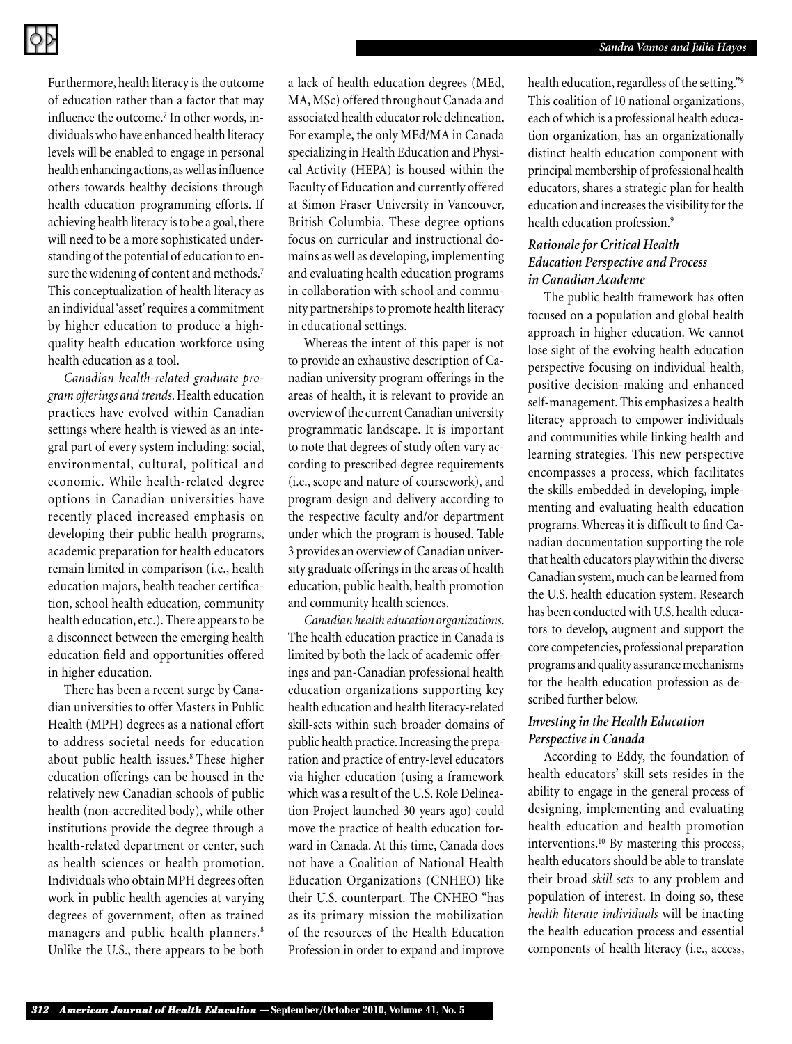Furthermore, health literacy is the outcome of education rather than a factor that may influence the outcome.[7] In other words, individuals who have enhanced health literacy levels will be enabled to engage in personal health enhancing actions, as well as influence others towards healthy decisions through health education programming efforts. If achieving health literacy is to be a goal, there will need to be a more sophisticated understanding of the potential of education to ensure the widening of content and methods.[7] This conceptualization of health literacy as an individual 'asset' requires a commitment by higher education to produce a high-quality health education workforce using health education as a tool.

*Canadian health-related graduate program offerings and trends*. Health education practices have evolved within Canadian settings where health is viewed as an integral part of every system including: social, environmental, cultural, political and economic. While health-related degree options in Canadian universities have recently placed increased emphasis on developing their public health programs, academic preparation for health educators remain limited in comparison (i.e., health education majors, health teacher certification, school health education, community health education, etc.). There appears to be a disconnect between the emerging health education field and opportunities offered in higher education.

There has been a recent surge by Canadian universities to offer Masters in Public Health (MPH) degrees as a national effort to address societal needs for education about public health issues.[8] These higher education offerings can be housed in the relatively new Canadian schools of public health (non-accredited body), while other institutions provide the degree through a health-related department or center, such as health sciences or health promotion. Individuals who obtain MPH degrees often work in public health agencies at varying degrees of government, often as trained managers and public health planners.[8] Unlike the U.S., there appears to be both a lack of health education degrees (MEd, MA, MSc) offered throughout Canada and associated health educator role delineation. For example, the only MEd/MA in Canada specializing in Health Education and Physical Activity (HEPA) is housed within the Faculty of Education and currently offered at Simon Fraser University in Vancouver, British Columbia. These degree options focus on curricular and instructional domains as well as developing, implementing and evaluating health education programs in collaboration with school and community partnerships to promote health literacy in educational settings.

Whereas the intent of this paper is not to provide an exhaustive description of Canadian university program offerings in the areas of health, it is relevant to provide an overview of the current Canadian university programmatic landscape. It is important to note that degrees of study often vary according to prescribed degree requirements (i.e., scope and nature of coursework), and program design and delivery according to the respective faculty and/or department under which the program is housed. Table 3 provides an overview of Canadian university graduate offerings in the areas of health education, public health, health promotion and community health sciences.

*Canadian health education organizations*. The health education practice in Canada is limited by both the lack of academic offerings and pan-Canadian professional health education organizations supporting key health education and health literacy-related skill-sets within such broader domains of public health practice. Increasing the preparation and practice of entry-level educators via higher education (using a framework which was a result of the U.S. Role Delineation Project launched 30 years ago) could move the practice of health education forward in Canada. At this time, Canada does not have a Coalition of National Health Education Organizations (CNHEO) like their U.S. counterpart. The CNHEO "has as its primary mission the mobilization of the resources of the Health Education Profession in order to expand and improve health education, regardless of the setting."[9] This coalition of 10 national organizations, each of which is a professional health education organization, has an organizationally distinct health education component with principal membership of professional health educators, shares a strategic plan for health education and increases the visibility for the health education profession.[9]

### *Rationale for Critical Health Education Perspective and Process in Canadian Academe*

The public health framework has often focused on a population and global health approach in higher education. We cannot lose sight of the evolving health education perspective focusing on individual health, positive decision-making and enhanced self-management. This emphasizes a health literacy approach to empower individuals and communities while linking health and learning strategies. This new perspective encompasses a process, which facilitates the skills embedded in developing, implementing and evaluating health education programs. Whereas it is difficult to find Canadian documentation supporting the role that health educators play within the diverse Canadian system, much can be learned from the U.S. health education system. Research has been conducted with U.S. health educators to develop, augment and support the core competencies, professional preparation programs and quality assurance mechanisms for the health education profession as described further below.

### *Investing in the Health Education Perspective in Canada*

According to Eddy, the foundation of health educators' skill sets resides in the ability to engage in the general process of designing, implementing and evaluating health education and health promotion interventions.[10] By mastering this process, health educators should be able to translate their broad *skill sets* to any problem and population of interest. In doing so, these *health literate individuals* will be inacting the health education process and essential components of health literacy (i.e., access,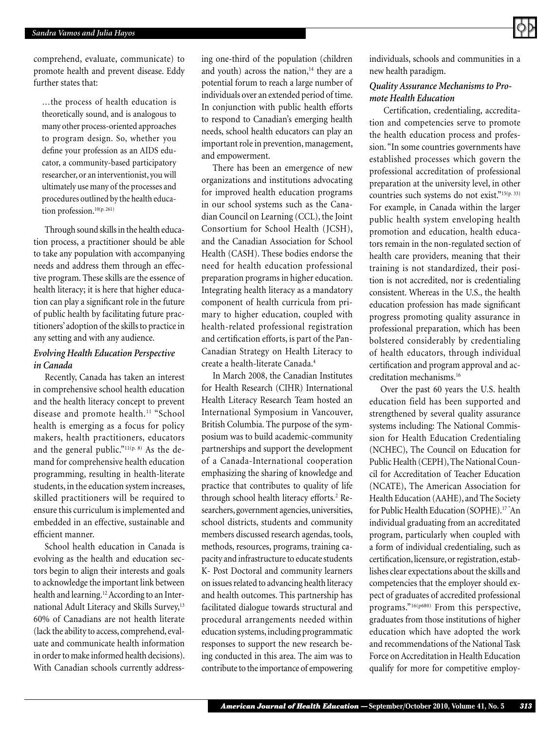comprehend, evaluate, communicate) to promote health and prevent disease. Eddy further states that:

> …the process of health education is theoretically sound, and is analogous to many other process-oriented approaches to program design. So, whether you define your profession as an AIDS educator, a community-based participatory researcher, or an interventionist, you will ultimately use many of the processes and procedures outlined by the health education profession.[10(p. 261)]

Through sound skills in the health education process, a practitioner should be able to take any population with accompanying needs and address them through an effective program. These skills are the essence of health literacy; it is here that higher education can play a significant role in the future of public health by facilitating future practitioners' adoption of the skills to practice in any setting and with any audience.

### *Evolving Health Education Perspective in Canada*

Recently, Canada has taken an interest in comprehensive school health education and the health literacy concept to prevent disease and promote health.[11] "School health is emerging as a focus for policy makers, health practitioners, educators and the general public."[11(p. 8)] As the demand for comprehensive health education programming, resulting in health-literate students, in the education system increases, skilled practitioners will be required to ensure this curriculum is implemented and embedded in an effective, sustainable and efficient manner.

School health education in Canada is evolving as the health and education sectors begin to align their interests and goals to acknowledge the important link between health and learning.[12] According to an International Adult Literacy and Skills Survey,[13] 60% of Canadians are not health literate (lack the ability to access, comprehend, evaluate and communicate health information in order to make informed health decisions). With Canadian schools currently addressing one-third of the population (children and youth) across the nation,[14] they are a potential forum to reach a large number of individuals over an extended period of time. In conjunction with public health efforts to respond to Canadian's emerging health needs, school health educators can play an important role in prevention, management, and empowerment.

There has been an emergence of new organizations and institutions advocating for improved health education programs in our school systems such as the Canadian Council on Learning (CCL), the Joint Consortium for School Health (JCSH), and the Canadian Association for School Health (CASH). These bodies endorse the need for health education professional preparation programs in higher education. Integrating health literacy as a mandatory component of health curricula from primary to higher education, coupled with health-related professional registration and certification efforts, is part of the Pan-Canadian Strategy on Health Literacy to create a health-literate Canada.[4]

In March 2008, the Canadian Institutes for Health Research (CIHR) International Health Literacy Research Team hosted an International Symposium in Vancouver, British Columbia. The purpose of the symposium was to build academic-community partnerships and support the development of a Canada-International cooperation emphasizing the sharing of knowledge and practice that contributes to quality of life through school health literacy efforts.[2] Researchers, government agencies, universities, school districts, students and community members discussed research agendas, tools, methods, resources, programs, training capacity and infrastructure to educate students K- Post Doctoral and community learners on issues related to advancing health literacy and health outcomes. This partnership has facilitated dialogue towards structural and procedural arrangements needed within education systems, including programmatic responses to support the new research being conducted in this area. The aim was to contribute to the importance of empowering individuals, schools and communities in a new health paradigm.

### *Quality Assurance Mechanisms to Promote Health Education*

Certification, credentialing, accreditation and competencies serve to promote the health education process and profession. "In some countries governments have established processes which govern the professional accreditation of professional preparation at the university level, in other countries such systems do not exist."[15(p. 33)] For example, in Canada within the larger public health system enveloping health promotion and education, health educators remain in the non-regulated section of health care providers, meaning that their training is not standardized, their position is not accredited, nor is credentialing consistent. Whereas in the U.S., the health education profession has made significant progress promoting quality assurance in professional preparation, which has been bolstered considerably by credentialing of health educators, through individual certification and program approval and accreditation mechanisms.[16]

Over the past 60 years the U.S. health education field has been supported and strengthened by several quality assurance systems including: The National Commission for Health Education Credentialing (NCHEC), The Council on Education for Public Health (CEPH), The National Council for Accreditation of Teacher Education (NCATE), The American Association for Health Education (AAHE), and The Society for Public Health Education (SOPHE).[17] "An individual graduating from an accredited program, particularly when coupled with a form of individual credentialing, such as certification, licensure, or registration, establishes clear expectations about the skills and competencies that the employer should expect of graduates of accredited professional programs."[16(p680)] From this perspective, graduates from those institutions of higher education which have adopted the work and recommendations of the National Task Force on Accreditation in Health Education qualify for more for competitive employ-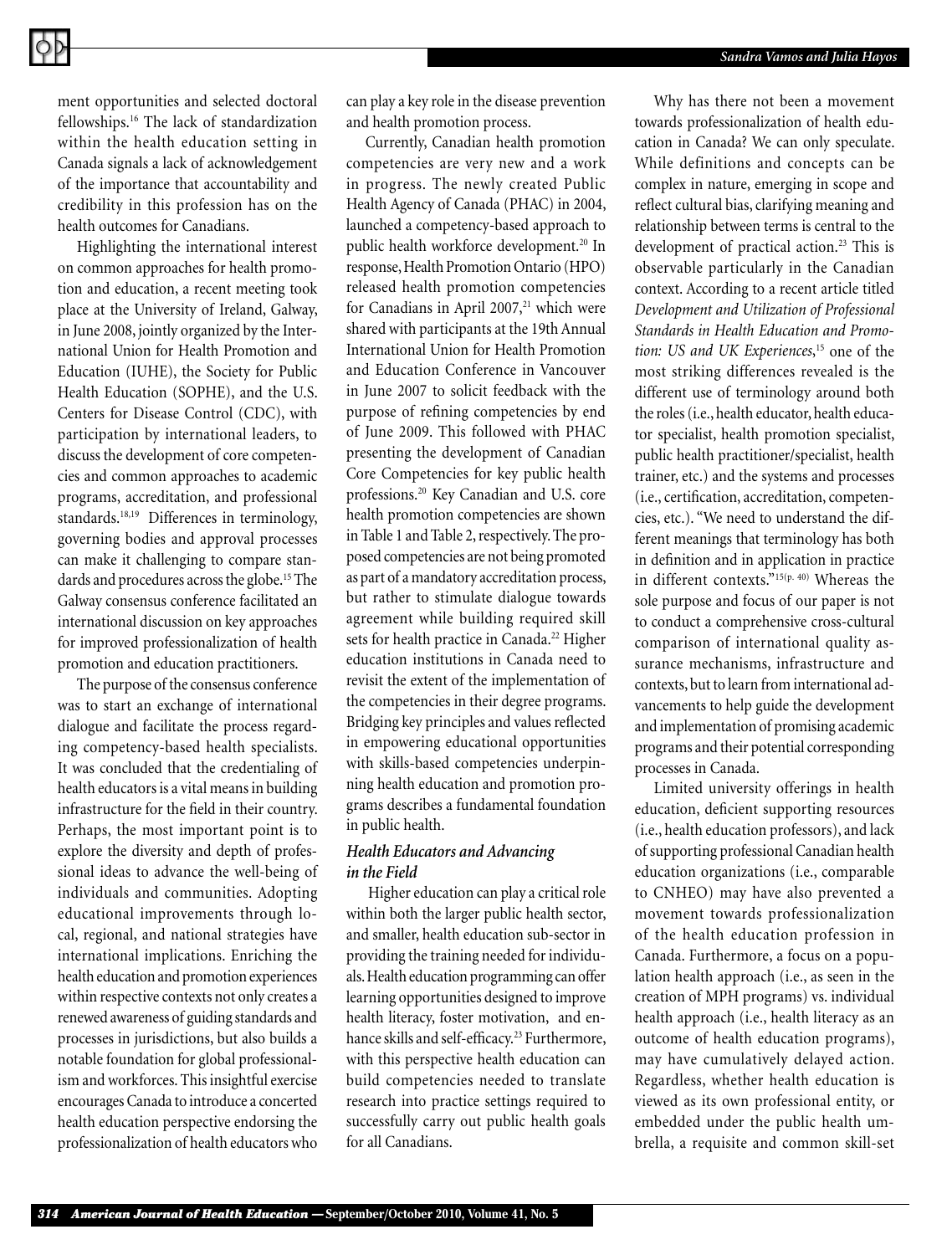ment opportunities and selected doctoral fellowships.[16] The lack of standardization within the health education setting in Canada signals a lack of acknowledgement of the importance that accountability and credibility in this profession has on the health outcomes for Canadians.

Highlighting the international interest on common approaches for health promotion and education, a recent meeting took place at the University of Ireland, Galway, in June 2008, jointly organized by the International Union for Health Promotion and Education (IUHE), the Society for Public Health Education (SOPHE), and the U.S. Centers for Disease Control (CDC), with participation by international leaders, to discuss the development of core competencies and common approaches to academic programs, accreditation, and professional standards.[18,19] Differences in terminology, governing bodies and approval processes can make it challenging to compare standards and procedures across the globe.[15] The Galway consensus conference facilitated an international discussion on key approaches for improved professionalization of health promotion and education practitioners.

The purpose of the consensus conference was to start an exchange of international dialogue and facilitate the process regarding competency-based health specialists. It was concluded that the credentialing of health educators is a vital means in building infrastructure for the field in their country. Perhaps, the most important point is to explore the diversity and depth of professional ideas to advance the well-being of individuals and communities. Adopting educational improvements through local, regional, and national strategies have international implications. Enriching the health education and promotion experiences within respective contexts not only creates a renewed awareness of guiding standards and processes in jurisdictions, but also builds a notable foundation for global professionalism and workforces. This insightful exercise encourages Canada to introduce a concerted health education perspective endorsing the professionalization of health educators who can play a key role in the disease prevention and health promotion process.

Currently, Canadian health promotion competencies are very new and a work in progress. The newly created Public Health Agency of Canada (PHAC) in 2004, launched a competency-based approach to public health workforce development.[20] In response, Health Promotion Ontario (HPO) released health promotion competencies for Canadians in April 2007,[21] which were shared with participants at the 19th Annual International Union for Health Promotion and Education Conference in Vancouver in June 2007 to solicit feedback with the purpose of refining competencies by end of June 2009. This followed with PHAC presenting the development of Canadian Core Competencies for key public health professions.[20] Key Canadian and U.S. core health promotion competencies are shown in Table 1 and Table 2, respectively. The proposed competencies are not being promoted as part of a mandatory accreditation process, but rather to stimulate dialogue towards agreement while building required skill sets for health practice in Canada.[22] Higher education institutions in Canada need to revisit the extent of the implementation of the competencies in their degree programs. Bridging key principles and values reflected in empowering educational opportunities with skills-based competencies underpinning health education and promotion programs describes a fundamental foundation in public health.

### *Health Educators and Advancing in the Field*

Higher education can play a critical role within both the larger public health sector, and smaller, health education sub-sector in providing the training needed for individuals. Health education programming can offer learning opportunities designed to improve health literacy, foster motivation, and enhance skills and self-efficacy.[23] Furthermore, with this perspective health education can build competencies needed to translate research into practice settings required to successfully carry out public health goals for all Canadians.

Why has there not been a movement towards professionalization of health education in Canada? We can only speculate. While definitions and concepts can be complex in nature, emerging in scope and reflect cultural bias, clarifying meaning and relationship between terms is central to the development of practical action.[23] This is observable particularly in the Canadian context. According to a recent article titled *Development and Utilization of Professional Standards in Health Education and Promotion: US and UK Experiences*,[15] one of the most striking differences revealed is the different use of terminology around both the roles (i.e., health educator, health educator specialist, health promotion specialist, public health practitioner/specialist, health trainer, etc.) and the systems and processes (i.e., certification, accreditation, competencies, etc.). "We need to understand the different meanings that terminology has both in definition and in application in practice in different contexts."[15(p. 40)] Whereas the sole purpose and focus of our paper is not to conduct a comprehensive cross-cultural comparison of international quality assurance mechanisms, infrastructure and contexts, but to learn from international advancements to help guide the development and implementation of promising academic programs and their potential corresponding processes in Canada.

Limited university offerings in health education, deficient supporting resources (i.e., health education professors), and lack of supporting professional Canadian health education organizations (i.e., comparable to CNHEO) may have also prevented a movement towards professionalization of the health education profession in Canada. Furthermore, a focus on a population health approach (i.e., as seen in the creation of MPH programs) vs. individual health approach (i.e., health literacy as an outcome of health education programs), may have cumulatively delayed action. Regardless, whether health education is viewed as its own professional entity, or embedded under the public health umbrella, a requisite and common skill-set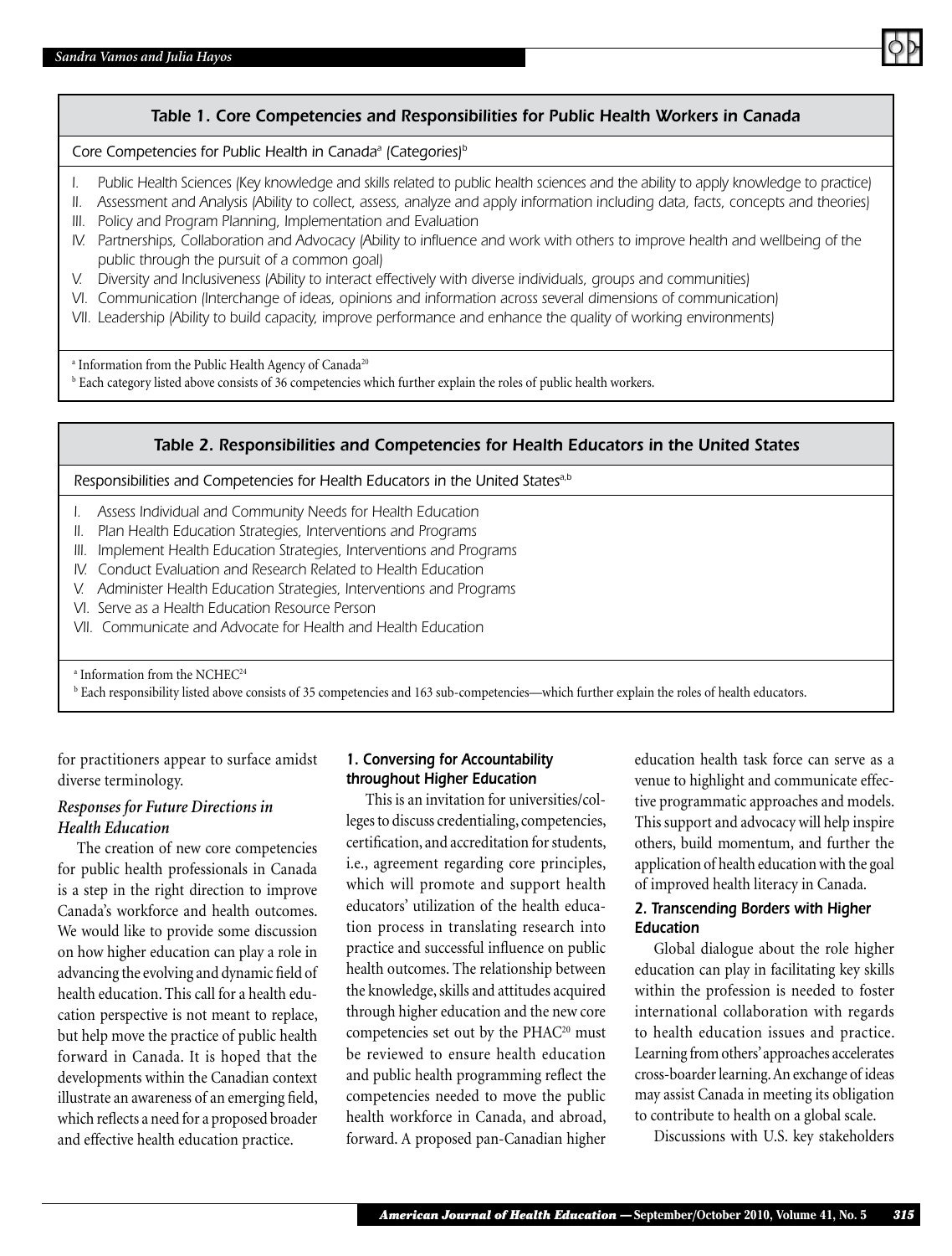## Table 1. Core Competencies and Responsibilities for Public Health Workers in Canada

| Core Competencies for Public Health in Canada[a] (Categories)[b] |
|---|
| I. Public Health Sciences (Key knowledge and skills related to public health sciences and the ability to apply knowledge to practice) |
| II. Assessment and Analysis (Ability to collect, assess, analyze and apply information including data, facts, concepts and theories) |
| III. Policy and Program Planning, Implementation and Evaluation |
| IV. Partnerships, Collaboration and Advocacy (Ability to influence and work with others to improve health and wellbeing of the public through the pursuit of a common goal) |
| V. Diversity and Inclusiveness (Ability to interact effectively with diverse individuals, groups and communities) |
| VI. Communication (Interchange of ideas, opinions and information across several dimensions of communication) |
| VII. Leadership (Ability to build capacity, improve performance and enhance the quality of working environments) |

[a] Information from the Public Health Agency of Canada[20]

[b] Each category listed above consists of 36 competencies which further explain the roles of public health workers.

## Table 2. Responsibilities and Competencies for Health Educators in the United States

| Responsibilities and Competencies for Health Educators in the United States[a,b] |
|---|
| I. Assess Individual and Community Needs for Health Education |
| II. Plan Health Education Strategies, Interventions and Programs |
| III. Implement Health Education Strategies, Interventions and Programs |
| IV. Conduct Evaluation and Research Related to Health Education |
| V. Administer Health Education Strategies, Interventions and Programs |
| VI. Serve as a Health Education Resource Person |
| VII. Communicate and Advocate for Health and Health Education |

[a] Information from the NCHEC[24]

[b] Each responsibility listed above consists of 35 competencies and 163 sub-competencies—which further explain the roles of health educators.

for practitioners appear to surface amidst diverse terminology.

### *Responses for Future Directions in Health Education*

The creation of new core competencies for public health professionals in Canada is a step in the right direction to improve Canada's workforce and health outcomes. We would like to provide some discussion on how higher education can play a role in advancing the evolving and dynamic field of health education. This call for a health education perspective is not meant to replace, but help move the practice of public health forward in Canada. It is hoped that the developments within the Canadian context illustrate an awareness of an emerging field, which reflects a need for a proposed broader and effective health education practice.

#### 1. Conversing for Accountability throughout Higher Education

This is an invitation for universities/colleges to discuss credentialing, competencies, certification, and accreditation for students, i.e., agreement regarding core principles, which will promote and support health educators' utilization of the health education process in translating research into practice and successful influence on public health outcomes. The relationship between the knowledge, skills and attitudes acquired through higher education and the new core competencies set out by the PHAC[20] must be reviewed to ensure health education and public health programming reflect the competencies needed to move the public health workforce in Canada, and abroad, forward. A proposed pan-Canadian higher education health task force can serve as a venue to highlight and communicate effective programmatic approaches and models. This support and advocacy will help inspire others, build momentum, and further the application of health education with the goal of improved health literacy in Canada.

#### 2. Transcending Borders with Higher Education

Global dialogue about the role higher education can play in facilitating key skills within the profession is needed to foster international collaboration with regards to health education issues and practice. Learning from others' approaches accelerates cross-boarder learning. An exchange of ideas may assist Canada in meeting its obligation to contribute to health on a global scale.

Discussions with U.S. key stakeholders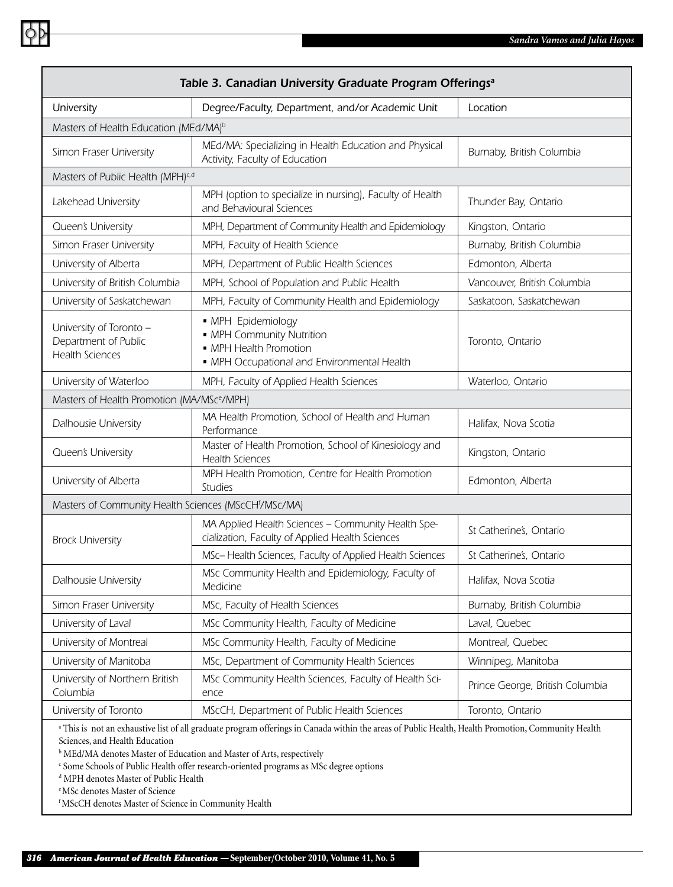**Table 3. Canadian University Graduate Program Offerings[a]**

| University | Degree/Faculty, Department, and/or Academic Unit | Location |
|---|---|---|
| Masters of Health Education (MEd/MA)[b] | | |
| Simon Fraser University | MEd/MA: Specializing in Health Education and Physical Activity, Faculty of Education | Burnaby, British Columbia |
| Masters of Public Health (MPH)[c,d] | | |
| Lakehead University | MPH (option to specialize in nursing), Faculty of Health and Behavioural Sciences | Thunder Bay, Ontario |
| Queen's University | MPH, Department of Community Health and Epidemiology | Kingston, Ontario |
| Simon Fraser University | MPH, Faculty of Health Science | Burnaby, British Columbia |
| University of Alberta | MPH, Department of Public Health Sciences | Edmonton, Alberta |
| University of British Columbia | MPH, School of Population and Public Health | Vancouver, British Columbia |
| University of Saskatchewan | MPH, Faculty of Community Health and Epidemiology | Saskatoon, Saskatchewan |
| University of Toronto – Department of Public Health Sciences | ▪ MPH Epidemiology<br>▪ MPH Community Nutrition<br>▪ MPH Health Promotion<br>▪ MPH Occupational and Environmental Health | Toronto, Ontario |
| University of Waterloo | MPH, Faculty of Applied Health Sciences | Waterloo, Ontario |
| Masters of Health Promotion (MA/MSc[e]/MPH) | | |
| Dalhousie University | MA Health Promotion, School of Health and Human Performance | Halifax, Nova Scotia |
| Queen's University | Master of Health Promotion, School of Kinesiology and Health Sciences | Kingston, Ontario |
| University of Alberta | MPH Health Promotion, Centre for Health Promotion Studies | Edmonton, Alberta |
| Masters of Community Health Sciences (MScCH[f]/MSc/MA) | | |
| Brock University | MA Applied Health Sciences – Community Health Specialization, Faculty of Applied Health Sciences | St Catherine's, Ontario |
| | MSc– Health Sciences, Faculty of Applied Health Sciences | St Catherine's, Ontario |
| Dalhousie University | MSc Community Health and Epidemiology, Faculty of Medicine | Halifax, Nova Scotia |
| Simon Fraser University | MSc, Faculty of Health Sciences | Burnaby, British Columbia |
| University of Laval | MSc Community Health, Faculty of Medicine | Laval, Quebec |
| University of Montreal | MSc Community Health, Faculty of Medicine | Montreal, Quebec |
| University of Manitoba | MSc, Department of Community Health Sciences | Winnipeg, Manitoba |
| University of Northern British Columbia | MSc Community Health Sciences, Faculty of Health Science | Prince George, British Columbia |
| University of Toronto | MScCH, Department of Public Health Sciences | Toronto, Ontario |

[a] This is not an exhaustive list of all graduate program offerings in Canada within the areas of Public Health, Health Promotion, Community Health Sciences, and Health Education

[b] MEd/MA denotes Master of Education and Master of Arts, respectively

[c] Some Schools of Public Health offer research-oriented programs as MSc degree options

[d] MPH denotes Master of Public Health

[e] MSc denotes Master of Science

[f] MScCH denotes Master of Science in Community Health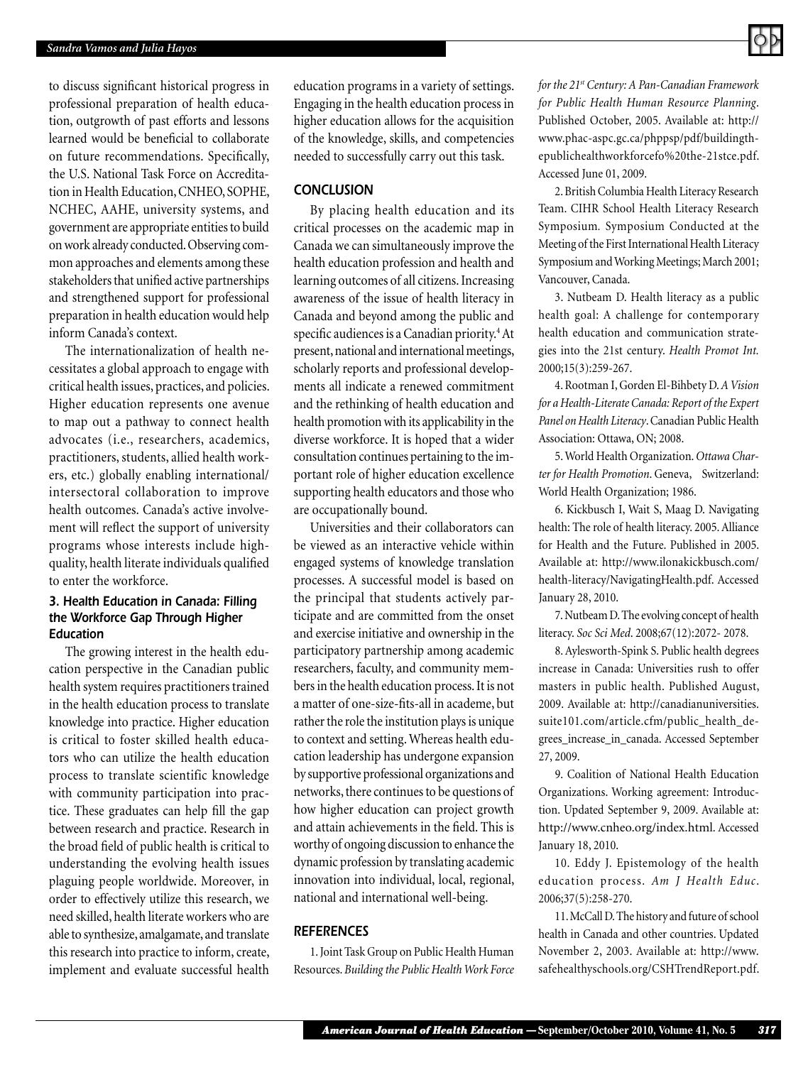to discuss significant historical progress in professional preparation of health education, outgrowth of past efforts and lessons learned would be beneficial to collaborate on future recommendations. Specifically, the U.S. National Task Force on Accreditation in Health Education, CNHEO, SOPHE, NCHEC, AAHE, university systems, and government are appropriate entities to build on work already conducted. Observing common approaches and elements among these stakeholders that unified active partnerships and strengthened support for professional preparation in health education would help inform Canada's context.

The internationalization of health necessitates a global approach to engage with critical health issues, practices, and policies. Higher education represents one avenue to map out a pathway to connect health advocates (i.e., researchers, academics, practitioners, students, allied health workers, etc.) globally enabling international/intersectoral collaboration to improve health outcomes. Canada's active involvement will reflect the support of university programs whose interests include high-quality, health literate individuals qualified to enter the workforce.

### 3. Health Education in Canada: Filling the Workforce Gap Through Higher Education

The growing interest in the health education perspective in the Canadian public health system requires practitioners trained in the health education process to translate knowledge into practice. Higher education is critical to foster skilled health educators who can utilize the health education process to translate scientific knowledge with community participation into practice. These graduates can help fill the gap between research and practice. Research in the broad field of public health is critical to understanding the evolving health issues plaguing people worldwide. Moreover, in order to effectively utilize this research, we need skilled, health literate workers who are able to synthesize, amalgamate, and translate this research into practice to inform, create, implement and evaluate successful health education programs in a variety of settings. Engaging in the health education process in higher education allows for the acquisition of the knowledge, skills, and competencies needed to successfully carry out this task.

## CONCLUSION

By placing health education and its critical processes on the academic map in Canada we can simultaneously improve the health education profession and health and learning outcomes of all citizens. Increasing awareness of the issue of health literacy in Canada and beyond among the public and specific audiences is a Canadian priority.[4] At present, national and international meetings, scholarly reports and professional developments all indicate a renewed commitment and the rethinking of health education and health promotion with its applicability in the diverse workforce. It is hoped that a wider consultation continues pertaining to the important role of higher education excellence supporting health educators and those who are occupationally bound.

Universities and their collaborators can be viewed as an interactive vehicle within engaged systems of knowledge translation processes. A successful model is based on the principal that students actively participate and are committed from the onset and exercise initiative and ownership in the participatory partnership among academic researchers, faculty, and community members in the health education process. It is not a matter of one-size-fits-all in academe, but rather the role the institution plays is unique to context and setting. Whereas health education leadership has undergone expansion by supportive professional organizations and networks, there continues to be questions of how higher education can project growth and attain achievements in the field. This is worthy of ongoing discussion to enhance the dynamic profession by translating academic innovation into individual, local, regional, national and international well-being.

## REFERENCES

1. Joint Task Group on Public Health Human Resources. *Building the Public Health Work Force for the 21st Century: A Pan-Canadian Framework for Public Health Human Resource Planning*. Published October, 2005. Available at: http://www.phac-aspc.gc.ca/phppsp/pdf/buildingthepublichealthworkforcefo%20the-21stce.pdf. Accessed June 01, 2009.

2. British Columbia Health Literacy Research Team. CIHR School Health Literacy Research Symposium. Symposium Conducted at the Meeting of the First International Health Literacy Symposium and Working Meetings; March 2001; Vancouver, Canada.

3. Nutbeam D. Health literacy as a public health goal: A challenge for contemporary health education and communication strategies into the 21st century. *Health Promot Int.* 2000;15(3):259-267.

4. Rootman I, Gorden El-Bihbety D. *A Vision for a Health-Literate Canada: Report of the Expert Panel on Health Literacy*. Canadian Public Health Association: Ottawa, ON; 2008.

5. World Health Organization. *Ottawa Charter for Health Promotion*. Geneva, Switzerland: World Health Organization; 1986.

6. Kickbusch I, Wait S, Maag D. Navigating health: The role of health literacy. 2005. Alliance for Health and the Future. Published in 2005. Available at: http://www.ilonakickbusch.com/health-literacy/NavigatingHealth.pdf. Accessed January 28, 2010.

7. Nutbeam D. The evolving concept of health literacy. *Soc Sci Med*. 2008;67(12):2072- 2078.

8. Aylesworth-Spink S. Public health degrees increase in Canada: Universities rush to offer masters in public health. Published August, 2009. Available at: http://canadianuniversities.suite101.com/article.cfm/public_health_degrees_increase_in_canada. Accessed September 27, 2009.

9. Coalition of National Health Education Organizations. Working agreement: Introduction. Updated September 9, 2009. Available at: http://www.cnheo.org/index.html. Accessed January 18, 2010.

10. Eddy J. Epistemology of the health education process. *Am J Health Educ*. 2006;37(5):258-270.

11. McCall D. The history and future of school health in Canada and other countries. Updated November 2, 2003. Available at: http://www.safehealthyschools.org/CSHTrendReport.pdf.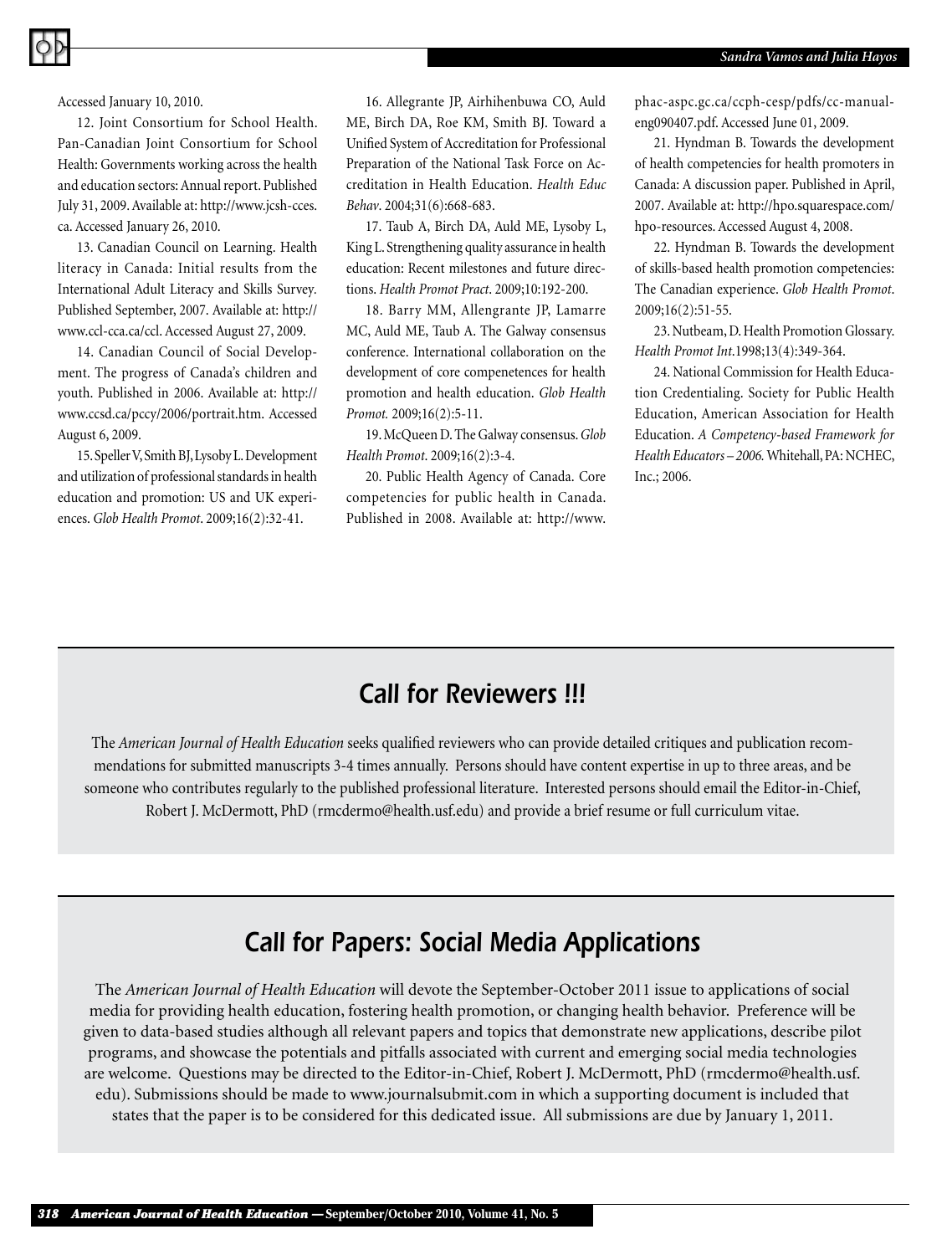Accessed January 10, 2010.

12. Joint Consortium for School Health. Pan-Canadian Joint Consortium for School Health: Governments working across the health and education sectors: Annual report. Published July 31, 2009. Available at: http://www.jcsh-cces.ca. Accessed January 26, 2010.

13. Canadian Council on Learning. Health literacy in Canada: Initial results from the International Adult Literacy and Skills Survey. Published September, 2007. Available at: http://www.ccl-cca.ca/ccl. Accessed August 27, 2009.

14. Canadian Council of Social Development. The progress of Canada's children and youth. Published in 2006. Available at: http://www.ccsd.ca/pccy/2006/portrait.htm. Accessed August 6, 2009.

15. Speller V, Smith BJ, Lysoby L. Development and utilization of professional standards in health education and promotion: US and UK experiences. *Glob Health Promot*. 2009;16(2):32-41.

16. Allegrante JP, Airhihenbuwa CO, Auld ME, Birch DA, Roe KM, Smith BJ. Toward a Unified System of Accreditation for Professional Preparation of the National Task Force on Accreditation in Health Education. *Health Educ Behav*. 2004;31(6):668-683.

17. Taub A, Birch DA, Auld ME, Lysoby L, King L. Strengthening quality assurance in health education: Recent milestones and future directions. *Health Promot Pract*. 2009;10:192-200.

18. Barry MM, Allengrante JP, Lamarre MC, Auld ME, Taub A. The Galway consensus conference. International collaboration on the development of core compenetences for health promotion and health education. *Glob Health Promot.* 2009;16(2):5-11.

19. McQueen D. The Galway consensus. *Glob Health Promot*. 2009;16(2):3-4.

20. Public Health Agency of Canada. Core competencies for public health in Canada. Published in 2008. Available at: http://www.phac-aspc.gc.ca/ccph-cesp/pdfs/cc-manual-eng090407.pdf. Accessed June 01, 2009.

21. Hyndman B. Towards the development of health competencies for health promoters in Canada: A discussion paper. Published in April, 2007. Available at: http://hpo.squarespace.com/hpo-resources. Accessed August 4, 2008.

22. Hyndman B. Towards the development of skills-based health promotion competencies: The Canadian experience. *Glob Health Promot*. 2009;16(2):51-55.

23. Nutbeam, D. Health Promotion Glossary. *Health Promot Int*.1998;13(4):349-364.

24. National Commission for Health Education Credentialing. Society for Public Health Education, American Association for Health Education. *A Competency-based Framework for Health Educators – 2006.* Whitehall, PA: NCHEC, Inc.; 2006.

## Call for Reviewers !!!

The *American Journal of Health Education* seeks qualified reviewers who can provide detailed critiques and publication recommendations for submitted manuscripts 3-4 times annually. Persons should have content expertise in up to three areas, and be someone who contributes regularly to the published professional literature. Interested persons should email the Editor-in-Chief, Robert J. McDermott, PhD (rmcdermo@health.usf.edu) and provide a brief resume or full curriculum vitae.

## Call for Papers: Social Media Applications

The *American Journal of Health Education* will devote the September-October 2011 issue to applications of social media for providing health education, fostering health promotion, or changing health behavior. Preference will be given to data-based studies although all relevant papers and topics that demonstrate new applications, describe pilot programs, and showcase the potentials and pitfalls associated with current and emerging social media technologies are welcome. Questions may be directed to the Editor-in-Chief, Robert J. McDermott, PhD (rmcdermo@health.usf.edu). Submissions should be made to www.journalsubmit.com in which a supporting document is included that states that the paper is to be considered for this dedicated issue. All submissions are due by January 1, 2011.